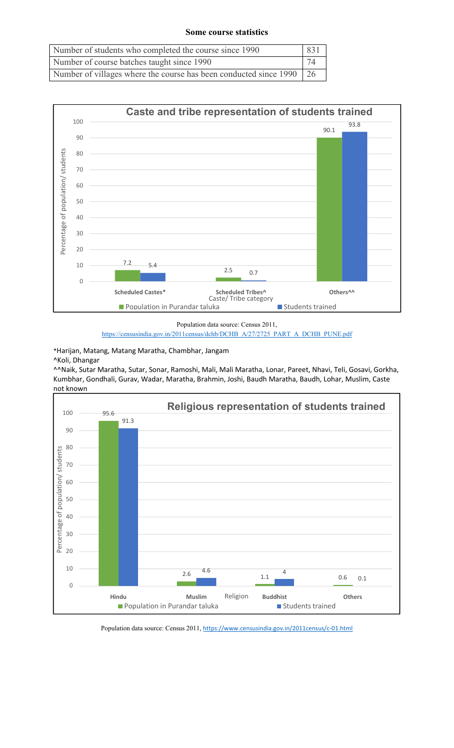**Some course statistics**

| Number of students who completed the course since 1990 | 831 |
|---|---|
| Number of course batches taught since 1990 | 74 |
| Number of villages where the course has been conducted since 1990 | 26 |

**Caste and tribe representation of students trained**

| Caste/ Tribe category | Population in Purandar taluka | Students trained |
|---|---|---|
| Scheduled Castes* | 7.2 | 5.4 |
| Scheduled Tribes^ | 2.5 | 0.7 |
| Others^^ | 90.1 | 93.8 |

Population data source: Census 2011, https://censusindia.gov.in/2011census/dchb/DCHB_A/27/2725_PART_A_DCHB_PUNE.pdf

*Harijan, Matang, Matang Maratha, Chambhar, Jangam

^Koli, Dhangar

^^Naik, Sutar Maratha, Sutar, Sonar, Ramoshi, Mali, Mali Maratha, Lonar, Pareet, Nhavi, Teli, Gosavi, Gorkha, Kumbhar, Gondhali, Gurav, Wadar, Maratha, Brahmin, Joshi, Baudh Maratha, Baudh, Lohar, Muslim, Caste not known

**Religious representation of students trained**

| Religion | Population in Purandar taluka | Students trained |
|---|---|---|
| Hindu | 95.6 | 91.3 |
| Muslim | 2.6 | 4.6 |
| Buddhist | 1.1 | 4 |
| Others | 0.6 | 0.1 |

Population data source: Census 2011, https://www.censusindia.gov.in/2011census/c-01.html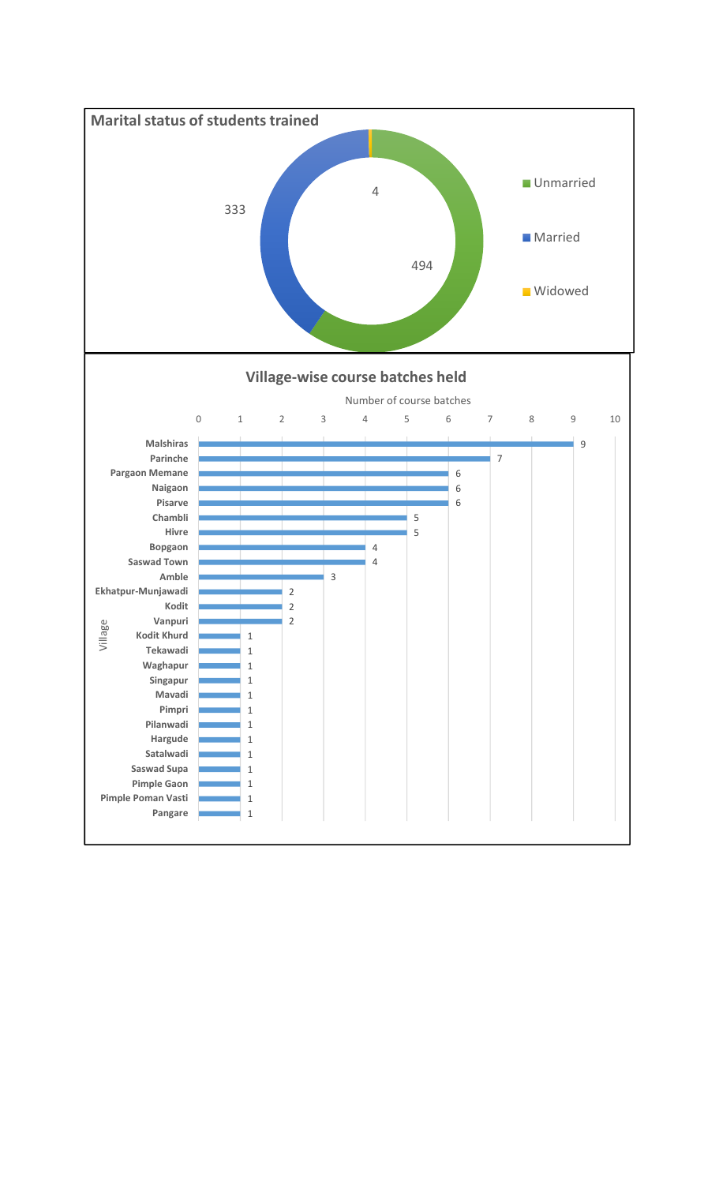## Marital status of students trained

| Marital status | Number |
| --- | --- |
| Unmarried | 494 |
| Married | 333 |
| Widowed | 4 |

## Village-wise course batches held

| Village | Number of course batches |
| --- | --- |
| Malshiras | 9 |
| Parinche | 7 |
| Pargaon Memane | 6 |
| Naigaon | 6 |
| Pisarve | 6 |
| Chambli | 5 |
| Hivre | 5 |
| Bopgaon | 4 |
| Saswad Town | 4 |
| Amble | 3 |
| Ekhatpur-Munjawadi | 2 |
| Kodit | 2 |
| Vanpuri | 2 |
| Kodit Khurd | 1 |
| Tekawadi | 1 |
| Waghapur | 1 |
| Singapur | 1 |
| Mavadi | 1 |
| Pimpri | 1 |
| Pilanwadi | 1 |
| Hargude | 1 |
| Satalwadi | 1 |
| Saswad Supa | 1 |
| Pimple Gaon | 1 |
| Pimple Poman Vasti | 1 |
| Pangare | 1 |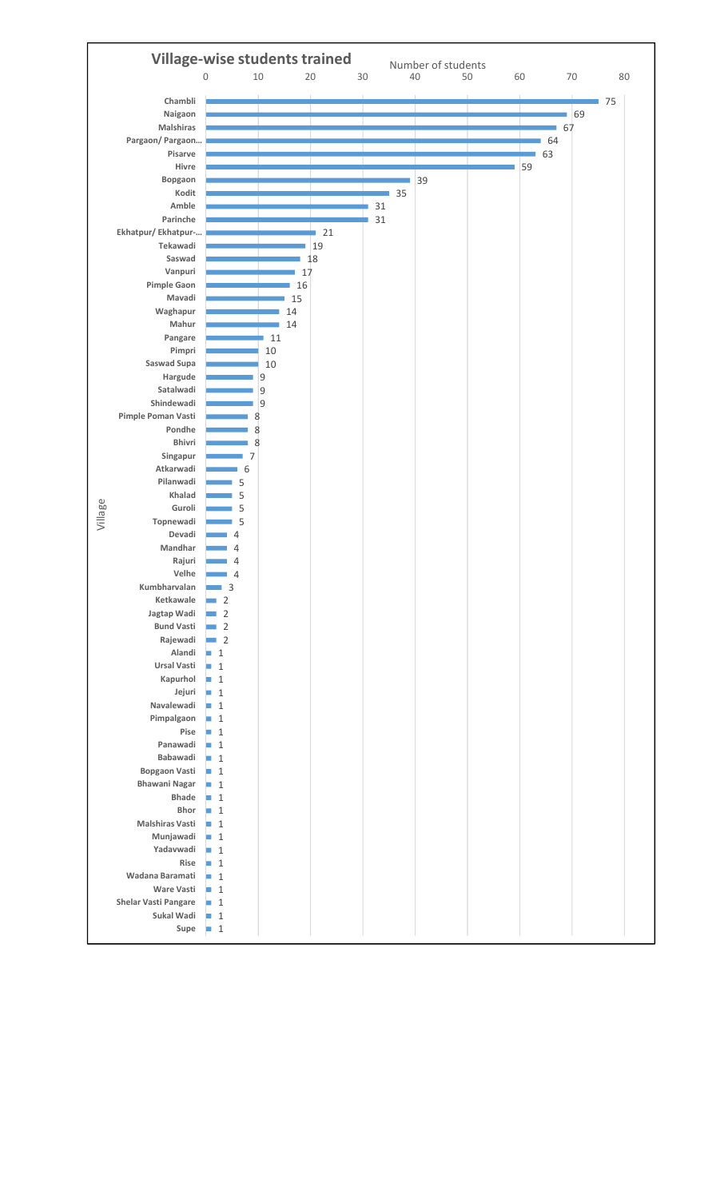Village-wise students trained

Number of students

0 10 20 30 40 50 60 70 80

Village

Chambli 75
Naigaon 69
Malshiras 67
Pargaon/ Pargaon... 64
Pisarve 63
Hivre 59
Bopgaon 39
Kodit 35
Amble 31
Parinche 31
Ekhatpur/ Ekhatpur-... 21
Tekawadi 19
Saswad 18
Vanpuri 17
Pimple Gaon 16
Mavadi 15
Waghapur 14
Mahur 14
Pangare 11
Pimpri 10
Saswad Supa 10
Hargude 9
Satalwadi 9
Shindewadi 9
Pimple Poman Vasti 8
Pondhe 8
Bhivri 8
Singapur 7
Atkarwadi 6
Pilanwadi 5
Khalad 5
Guroli 5
Topnewadi 5
Devadi 4
Mandhar 4
Rajuri 4
Velhe 4
Kumbharvalan 3
Ketkawale 2
Jagtap Wadi 2
Bund Vasti 2
Rajewadi 2
Alandi 1
Ursal Vasti 1
Kapurhol 1
Jejuri 1
Navalewadi 1
Pimpalgaon 1
Pise 1
Panawadi 1
Babawadi 1
Bopgaon Vasti 1
Bhawani Nagar 1
Bhade 1
Bhor 1
Malshiras Vasti 1
Munjawadi 1
Yadavwadi 1
Rise 1
Wadana Baramati 1
Ware Vasti 1
Shelar Vasti Pangare 1
Sukal Wadi 1
Supe 1